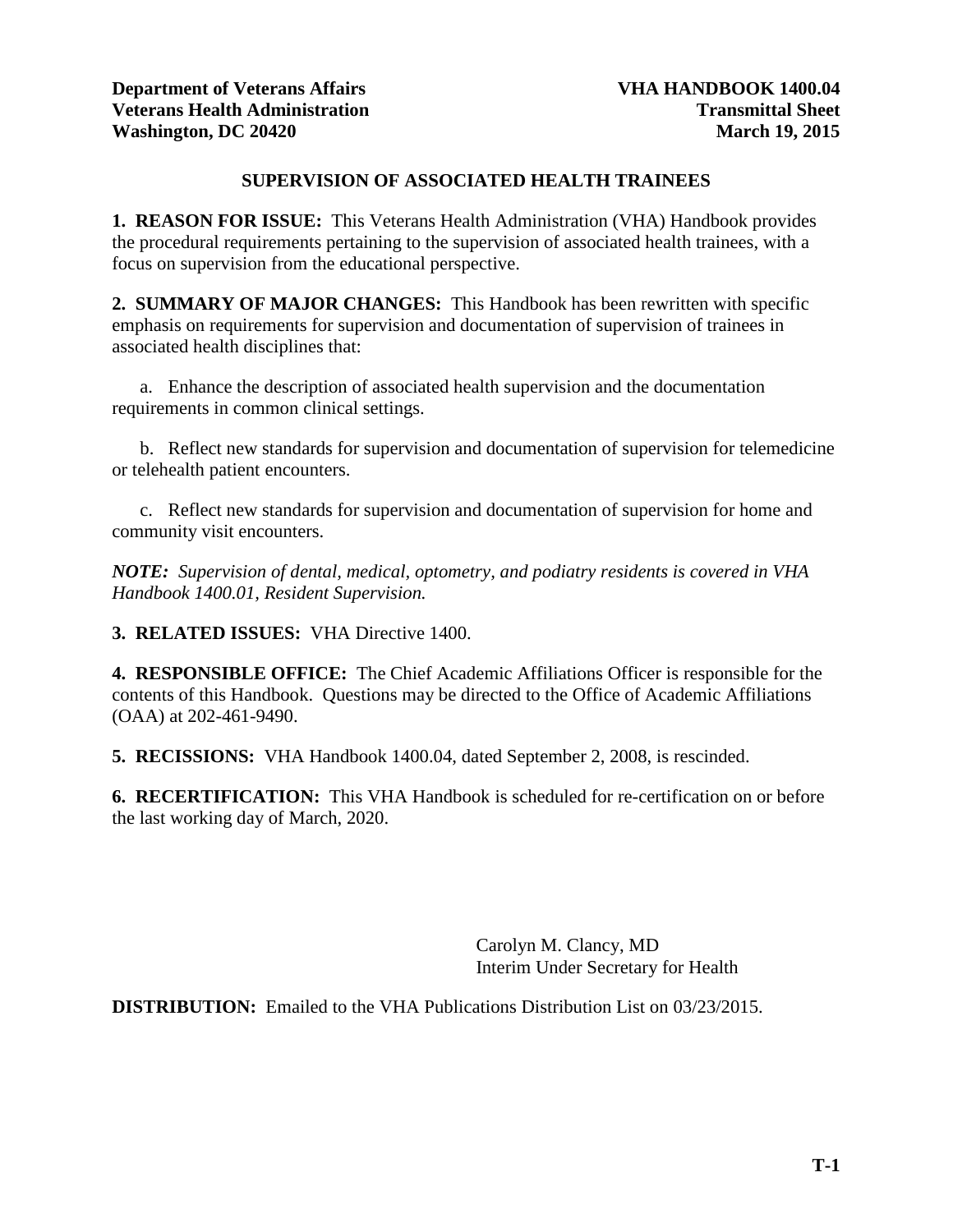**Department of Veterans Affairs** **VHA HANDBOOK 1400.04**
**Veterans Health Administration** **Transmittal Sheet**
**Washington, DC 20420** **March 19, 2015**

## SUPERVISION OF ASSOCIATED HEALTH TRAINEES

**1. REASON FOR ISSUE:** This Veterans Health Administration (VHA) Handbook provides the procedural requirements pertaining to the supervision of associated health trainees, with a focus on supervision from the educational perspective.

**2. SUMMARY OF MAJOR CHANGES:** This Handbook has been rewritten with specific emphasis on requirements for supervision and documentation of supervision of trainees in associated health disciplines that:

a. Enhance the description of associated health supervision and the documentation requirements in common clinical settings.

b. Reflect new standards for supervision and documentation of supervision for telemedicine or telehealth patient encounters.

c. Reflect new standards for supervision and documentation of supervision for home and community visit encounters.

***NOTE:*** *Supervision of dental, medical, optometry, and podiatry residents is covered in VHA Handbook 1400.01, Resident Supervision.*

**3. RELATED ISSUES:** VHA Directive 1400.

**4. RESPONSIBLE OFFICE:** The Chief Academic Affiliations Officer is responsible for the contents of this Handbook. Questions may be directed to the Office of Academic Affiliations (OAA) at 202-461-9490.

**5. RECISSIONS:** VHA Handbook 1400.04, dated September 2, 2008, is rescinded.

**6. RECERTIFICATION:** This VHA Handbook is scheduled for re-certification on or before the last working day of March, 2020.

Carolyn M. Clancy, MD
Interim Under Secretary for Health

**DISTRIBUTION:** Emailed to the VHA Publications Distribution List on 03/23/2015.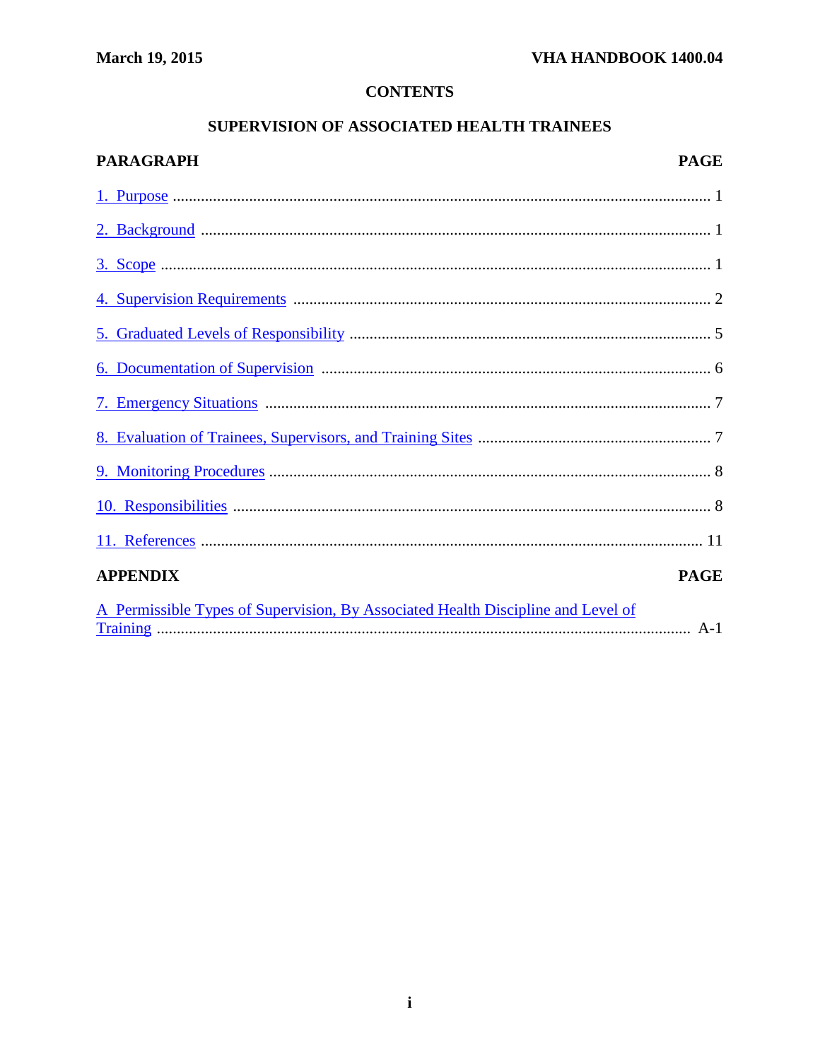# CONTENTS

## SUPERVISION OF ASSOCIATED HEALTH TRAINEES

| PARAGRAPH | PAGE |
|---|---|
| 1. Purpose | 1 |
| 2. Background | 1 |
| 3. Scope | 1 |
| 4. Supervision Requirements | 2 |
| 5. Graduated Levels of Responsibility | 5 |
| 6. Documentation of Supervision | 6 |
| 7. Emergency Situations | 7 |
| 8. Evaluation of Trainees, Supervisors, and Training Sites | 7 |
| 9. Monitoring Procedures | 8 |
| 10. Responsibilities | 8 |
| 11. References | 11 |

| APPENDIX | PAGE |
|---|---|
| A Permissible Types of Supervision, By Associated Health Discipline and Level of Training | A-1 |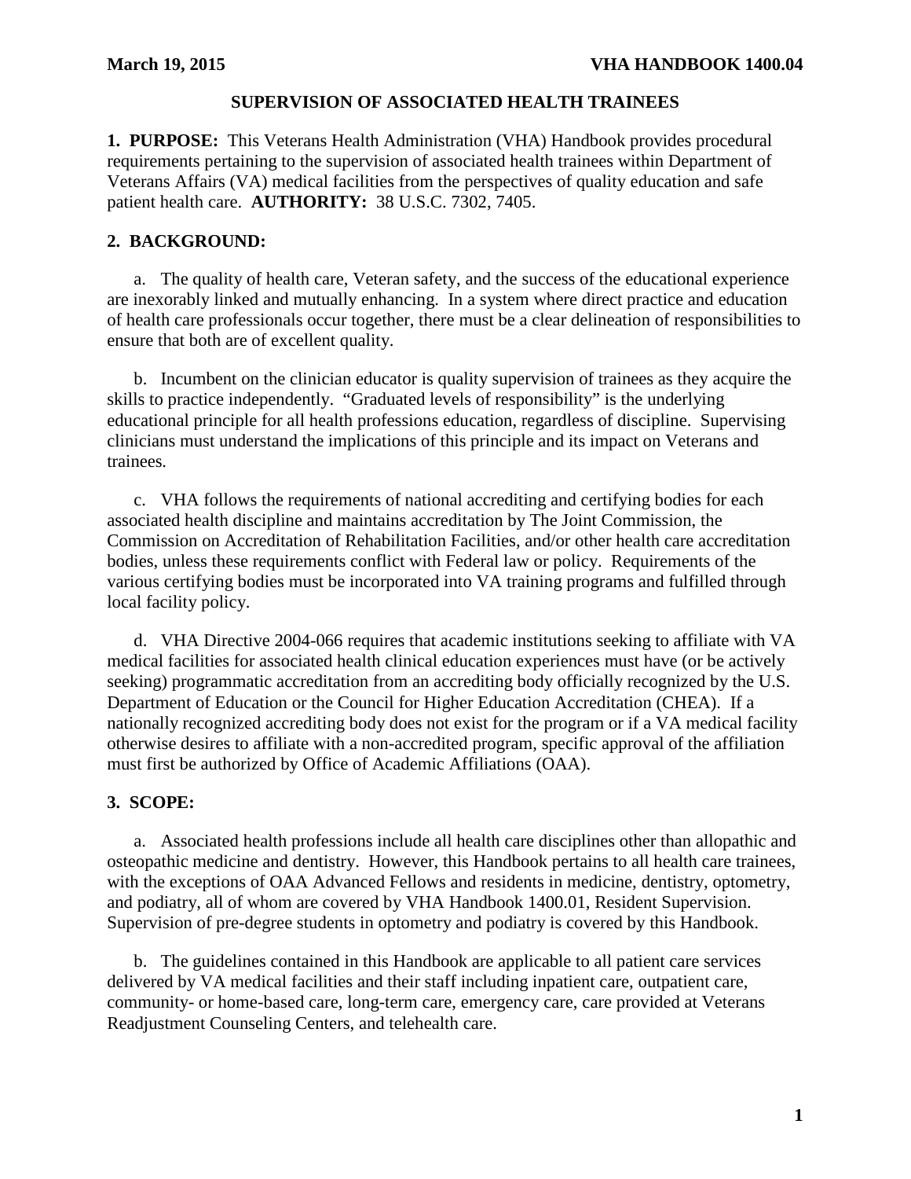# SUPERVISION OF ASSOCIATED HEALTH TRAINEES

**1. PURPOSE:** This Veterans Health Administration (VHA) Handbook provides procedural requirements pertaining to the supervision of associated health trainees within Department of Veterans Affairs (VA) medical facilities from the perspectives of quality education and safe patient health care. **AUTHORITY:** 38 U.S.C. 7302, 7405.

**2. BACKGROUND:**

a. The quality of health care, Veteran safety, and the success of the educational experience are inexorably linked and mutually enhancing. In a system where direct practice and education of health care professionals occur together, there must be a clear delineation of responsibilities to ensure that both are of excellent quality.

b. Incumbent on the clinician educator is quality supervision of trainees as they acquire the skills to practice independently. "Graduated levels of responsibility" is the underlying educational principle for all health professions education, regardless of discipline. Supervising clinicians must understand the implications of this principle and its impact on Veterans and trainees.

c. VHA follows the requirements of national accrediting and certifying bodies for each associated health discipline and maintains accreditation by The Joint Commission, the Commission on Accreditation of Rehabilitation Facilities, and/or other health care accreditation bodies, unless these requirements conflict with Federal law or policy. Requirements of the various certifying bodies must be incorporated into VA training programs and fulfilled through local facility policy.

d. VHA Directive 2004-066 requires that academic institutions seeking to affiliate with VA medical facilities for associated health clinical education experiences must have (or be actively seeking) programmatic accreditation from an accrediting body officially recognized by the U.S. Department of Education or the Council for Higher Education Accreditation (CHEA). If a nationally recognized accrediting body does not exist for the program or if a VA medical facility otherwise desires to affiliate with a non-accredited program, specific approval of the affiliation must first be authorized by Office of Academic Affiliations (OAA).

**3. SCOPE:**

a. Associated health professions include all health care disciplines other than allopathic and osteopathic medicine and dentistry. However, this Handbook pertains to all health care trainees, with the exceptions of OAA Advanced Fellows and residents in medicine, dentistry, optometry, and podiatry, all of whom are covered by VHA Handbook 1400.01, Resident Supervision. Supervision of pre-degree students in optometry and podiatry is covered by this Handbook.

b. The guidelines contained in this Handbook are applicable to all patient care services delivered by VA medical facilities and their staff including inpatient care, outpatient care, community- or home-based care, long-term care, emergency care, care provided at Veterans Readjustment Counseling Centers, and telehealth care.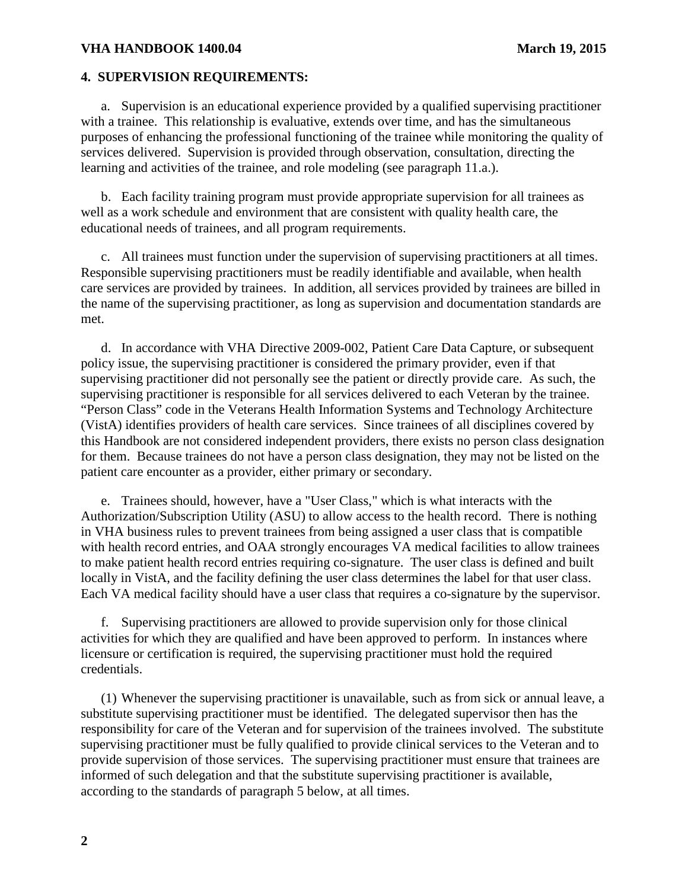**4. SUPERVISION REQUIREMENTS:**

a. Supervision is an educational experience provided by a qualified supervising practitioner with a trainee. This relationship is evaluative, extends over time, and has the simultaneous purposes of enhancing the professional functioning of the trainee while monitoring the quality of services delivered. Supervision is provided through observation, consultation, directing the learning and activities of the trainee, and role modeling (see paragraph 11.a.).

b. Each facility training program must provide appropriate supervision for all trainees as well as a work schedule and environment that are consistent with quality health care, the educational needs of trainees, and all program requirements.

c. All trainees must function under the supervision of supervising practitioners at all times. Responsible supervising practitioners must be readily identifiable and available, when health care services are provided by trainees. In addition, all services provided by trainees are billed in the name of the supervising practitioner, as long as supervision and documentation standards are met.

d. In accordance with VHA Directive 2009-002, Patient Care Data Capture, or subsequent policy issue, the supervising practitioner is considered the primary provider, even if that supervising practitioner did not personally see the patient or directly provide care. As such, the supervising practitioner is responsible for all services delivered to each Veteran by the trainee. "Person Class" code in the Veterans Health Information Systems and Technology Architecture (VistA) identifies providers of health care services. Since trainees of all disciplines covered by this Handbook are not considered independent providers, there exists no person class designation for them. Because trainees do not have a person class designation, they may not be listed on the patient care encounter as a provider, either primary or secondary.

e. Trainees should, however, have a "User Class," which is what interacts with the Authorization/Subscription Utility (ASU) to allow access to the health record. There is nothing in VHA business rules to prevent trainees from being assigned a user class that is compatible with health record entries, and OAA strongly encourages VA medical facilities to allow trainees to make patient health record entries requiring co-signature. The user class is defined and built locally in VistA, and the facility defining the user class determines the label for that user class. Each VA medical facility should have a user class that requires a co-signature by the supervisor.

f. Supervising practitioners are allowed to provide supervision only for those clinical activities for which they are qualified and have been approved to perform. In instances where licensure or certification is required, the supervising practitioner must hold the required credentials.

(1) Whenever the supervising practitioner is unavailable, such as from sick or annual leave, a substitute supervising practitioner must be identified. The delegated supervisor then has the responsibility for care of the Veteran and for supervision of the trainees involved. The substitute supervising practitioner must be fully qualified to provide clinical services to the Veteran and to provide supervision of those services. The supervising practitioner must ensure that trainees are informed of such delegation and that the substitute supervising practitioner is available, according to the standards of paragraph 5 below, at all times.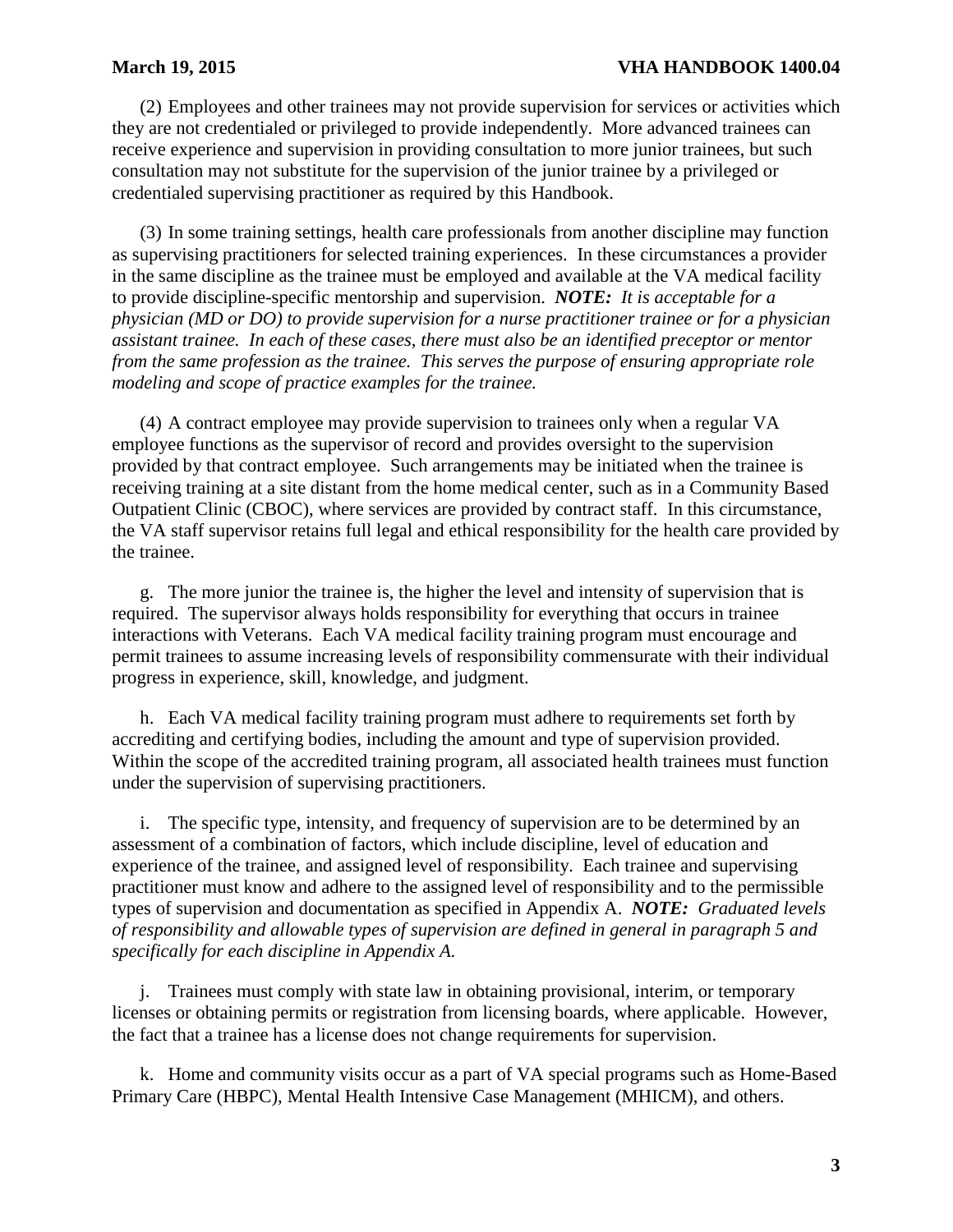(2) Employees and other trainees may not provide supervision for services or activities which they are not credentialed or privileged to provide independently. More advanced trainees can receive experience and supervision in providing consultation to more junior trainees, but such consultation may not substitute for the supervision of the junior trainee by a privileged or credentialed supervising practitioner as required by this Handbook.

(3) In some training settings, health care professionals from another discipline may function as supervising practitioners for selected training experiences. In these circumstances a provider in the same discipline as the trainee must be employed and available at the VA medical facility to provide discipline-specific mentorship and supervision. ***NOTE:*** *It is acceptable for a physician (MD or DO) to provide supervision for a nurse practitioner trainee or for a physician assistant trainee. In each of these cases, there must also be an identified preceptor or mentor from the same profession as the trainee. This serves the purpose of ensuring appropriate role modeling and scope of practice examples for the trainee.*

(4) A contract employee may provide supervision to trainees only when a regular VA employee functions as the supervisor of record and provides oversight to the supervision provided by that contract employee. Such arrangements may be initiated when the trainee is receiving training at a site distant from the home medical center, such as in a Community Based Outpatient Clinic (CBOC), where services are provided by contract staff. In this circumstance, the VA staff supervisor retains full legal and ethical responsibility for the health care provided by the trainee.

g. The more junior the trainee is, the higher the level and intensity of supervision that is required. The supervisor always holds responsibility for everything that occurs in trainee interactions with Veterans. Each VA medical facility training program must encourage and permit trainees to assume increasing levels of responsibility commensurate with their individual progress in experience, skill, knowledge, and judgment.

h. Each VA medical facility training program must adhere to requirements set forth by accrediting and certifying bodies, including the amount and type of supervision provided. Within the scope of the accredited training program, all associated health trainees must function under the supervision of supervising practitioners.

i. The specific type, intensity, and frequency of supervision are to be determined by an assessment of a combination of factors, which include discipline, level of education and experience of the trainee, and assigned level of responsibility. Each trainee and supervising practitioner must know and adhere to the assigned level of responsibility and to the permissible types of supervision and documentation as specified in Appendix A. ***NOTE:*** *Graduated levels of responsibility and allowable types of supervision are defined in general in paragraph 5 and specifically for each discipline in Appendix A.*

j. Trainees must comply with state law in obtaining provisional, interim, or temporary licenses or obtaining permits or registration from licensing boards, where applicable. However, the fact that a trainee has a license does not change requirements for supervision.

k. Home and community visits occur as a part of VA special programs such as Home-Based Primary Care (HBPC), Mental Health Intensive Case Management (MHICM), and others.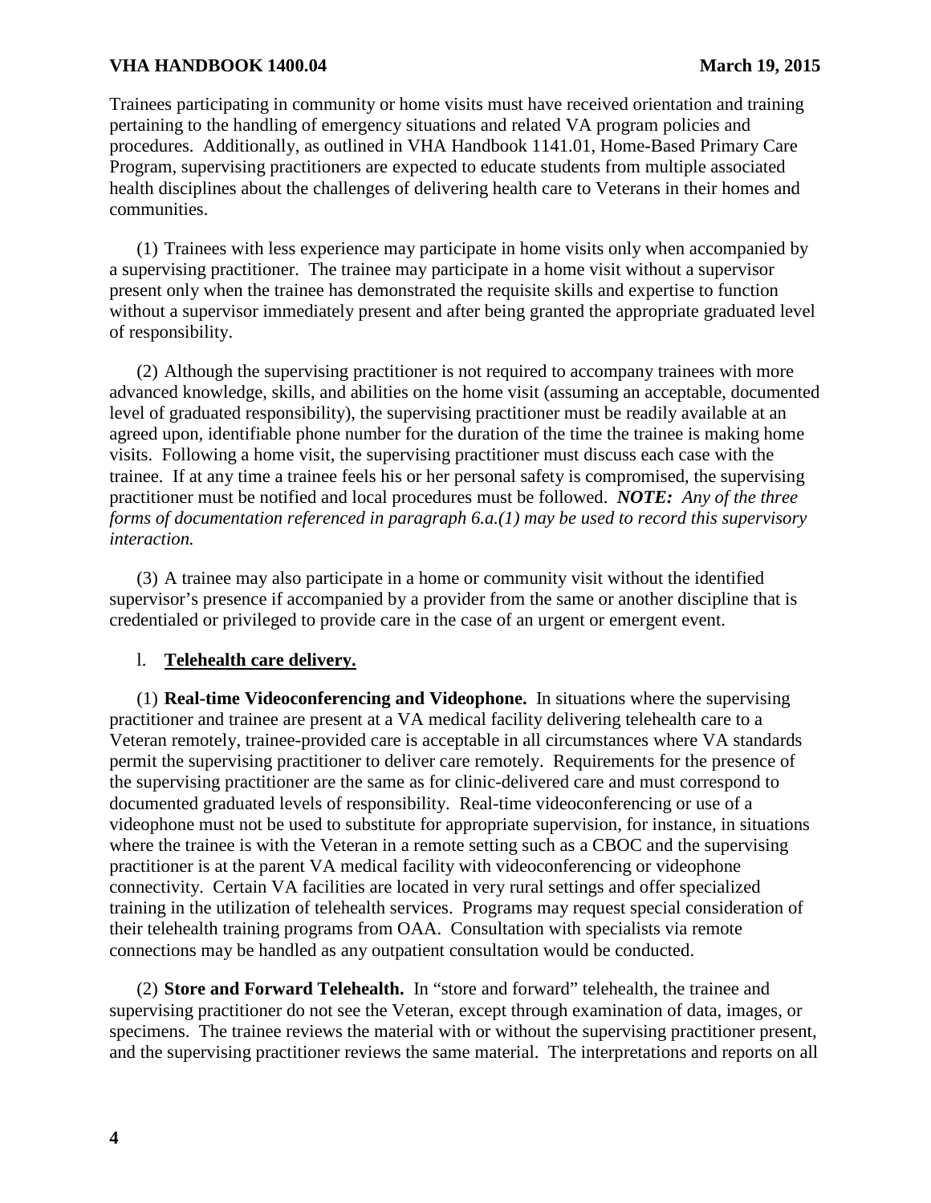Trainees participating in community or home visits must have received orientation and training pertaining to the handling of emergency situations and related VA program policies and procedures. Additionally, as outlined in VHA Handbook 1141.01, Home-Based Primary Care Program, supervising practitioners are expected to educate students from multiple associated health disciplines about the challenges of delivering health care to Veterans in their homes and communities.

(1) Trainees with less experience may participate in home visits only when accompanied by a supervising practitioner. The trainee may participate in a home visit without a supervisor present only when the trainee has demonstrated the requisite skills and expertise to function without a supervisor immediately present and after being granted the appropriate graduated level of responsibility.

(2) Although the supervising practitioner is not required to accompany trainees with more advanced knowledge, skills, and abilities on the home visit (assuming an acceptable, documented level of graduated responsibility), the supervising practitioner must be readily available at an agreed upon, identifiable phone number for the duration of the time the trainee is making home visits. Following a home visit, the supervising practitioner must discuss each case with the trainee. If at any time a trainee feels his or her personal safety is compromised, the supervising practitioner must be notified and local procedures must be followed. ***NOTE:*** *Any of the three forms of documentation referenced in paragraph 6.a.(1) may be used to record this supervisory interaction.*

(3) A trainee may also participate in a home or community visit without the identified supervisor's presence if accompanied by a provider from the same or another discipline that is credentialed or privileged to provide care in the case of an urgent or emergent event.

l. **<u>Telehealth care delivery.</u>**

(1) **Real-time Videoconferencing and Videophone.** In situations where the supervising practitioner and trainee are present at a VA medical facility delivering telehealth care to a Veteran remotely, trainee-provided care is acceptable in all circumstances where VA standards permit the supervising practitioner to deliver care remotely. Requirements for the presence of the supervising practitioner are the same as for clinic-delivered care and must correspond to documented graduated levels of responsibility. Real-time videoconferencing or use of a videophone must not be used to substitute for appropriate supervision, for instance, in situations where the trainee is with the Veteran in a remote setting such as a CBOC and the supervising practitioner is at the parent VA medical facility with videoconferencing or videophone connectivity. Certain VA facilities are located in very rural settings and offer specialized training in the utilization of telehealth services. Programs may request special consideration of their telehealth training programs from OAA. Consultation with specialists via remote connections may be handled as any outpatient consultation would be conducted.

(2) **Store and Forward Telehealth.** In "store and forward" telehealth, the trainee and supervising practitioner do not see the Veteran, except through examination of data, images, or specimens. The trainee reviews the material with or without the supervising practitioner present, and the supervising practitioner reviews the same material. The interpretations and reports on all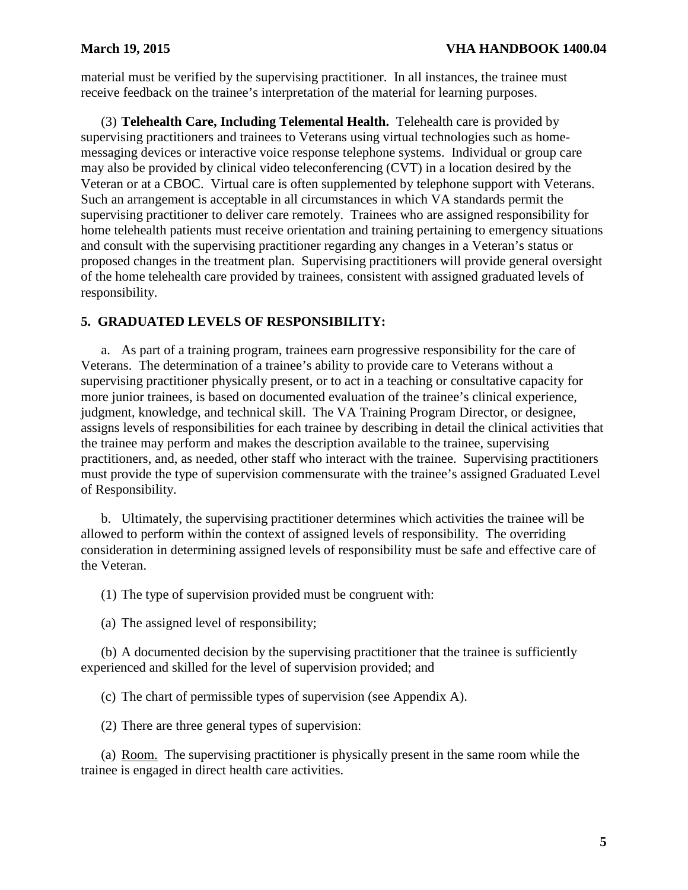material must be verified by the supervising practitioner. In all instances, the trainee must receive feedback on the trainee's interpretation of the material for learning purposes.

(3) **Telehealth Care, Including Telemental Health.** Telehealth care is provided by supervising practitioners and trainees to Veterans using virtual technologies such as home-messaging devices or interactive voice response telephone systems. Individual or group care may also be provided by clinical video teleconferencing (CVT) in a location desired by the Veteran or at a CBOC. Virtual care is often supplemented by telephone support with Veterans. Such an arrangement is acceptable in all circumstances in which VA standards permit the supervising practitioner to deliver care remotely. Trainees who are assigned responsibility for home telehealth patients must receive orientation and training pertaining to emergency situations and consult with the supervising practitioner regarding any changes in a Veteran's status or proposed changes in the treatment plan. Supervising practitioners will provide general oversight of the home telehealth care provided by trainees, consistent with assigned graduated levels of responsibility.

## 5. GRADUATED LEVELS OF RESPONSIBILITY:

a. As part of a training program, trainees earn progressive responsibility for the care of Veterans. The determination of a trainee's ability to provide care to Veterans without a supervising practitioner physically present, or to act in a teaching or consultative capacity for more junior trainees, is based on documented evaluation of the trainee's clinical experience, judgment, knowledge, and technical skill. The VA Training Program Director, or designee, assigns levels of responsibilities for each trainee by describing in detail the clinical activities that the trainee may perform and makes the description available to the trainee, supervising practitioners, and, as needed, other staff who interact with the trainee. Supervising practitioners must provide the type of supervision commensurate with the trainee's assigned Graduated Level of Responsibility.

b. Ultimately, the supervising practitioner determines which activities the trainee will be allowed to perform within the context of assigned levels of responsibility. The overriding consideration in determining assigned levels of responsibility must be safe and effective care of the Veteran.

(1) The type of supervision provided must be congruent with:

(a) The assigned level of responsibility;

(b) A documented decision by the supervising practitioner that the trainee is sufficiently experienced and skilled for the level of supervision provided; and

(c) The chart of permissible types of supervision (see Appendix A).

(2) There are three general types of supervision:

(a) Room. The supervising practitioner is physically present in the same room while the trainee is engaged in direct health care activities.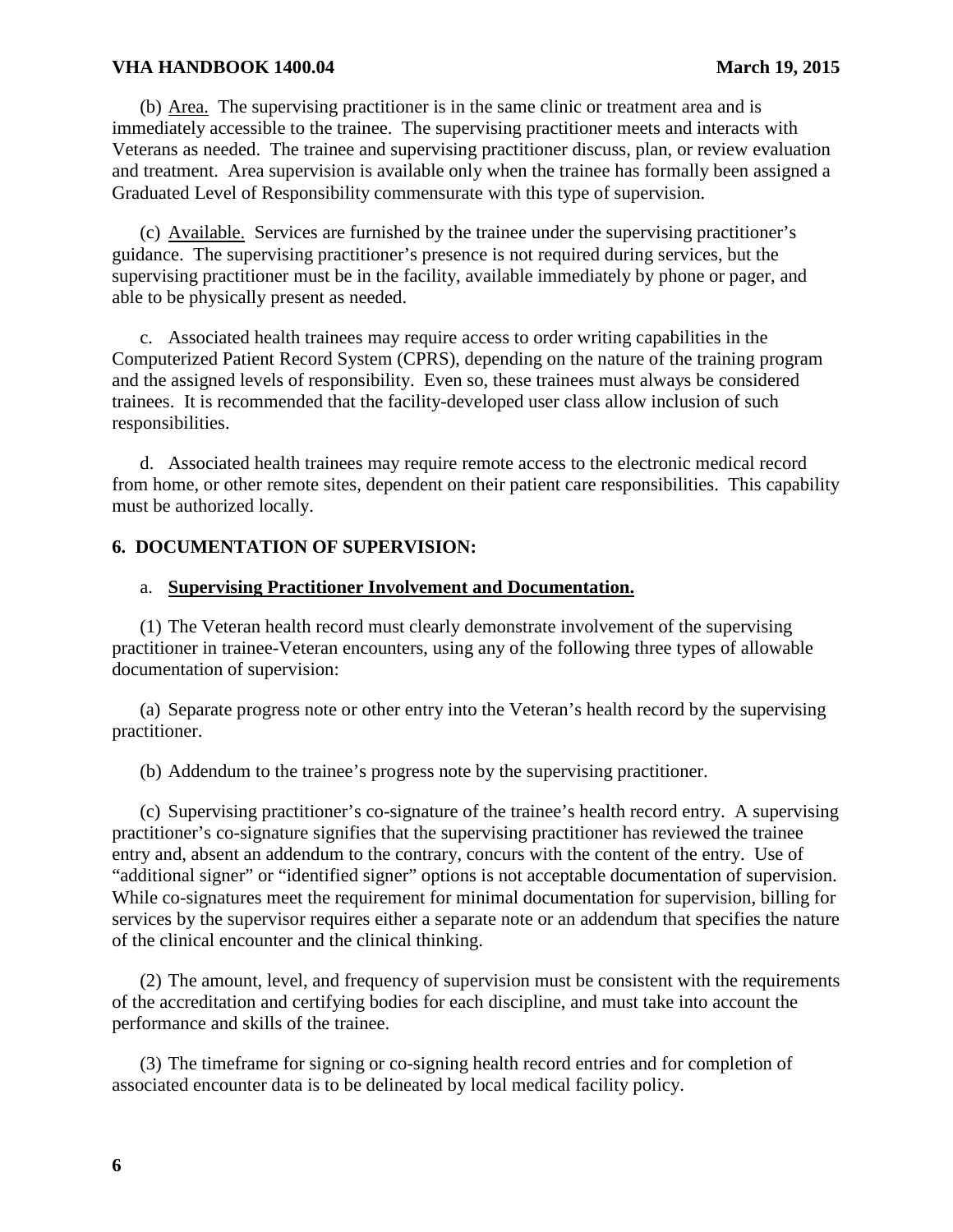(b) Area. The supervising practitioner is in the same clinic or treatment area and is immediately accessible to the trainee. The supervising practitioner meets and interacts with Veterans as needed. The trainee and supervising practitioner discuss, plan, or review evaluation and treatment. Area supervision is available only when the trainee has formally been assigned a Graduated Level of Responsibility commensurate with this type of supervision.

(c) Available. Services are furnished by the trainee under the supervising practitioner's guidance. The supervising practitioner's presence is not required during services, but the supervising practitioner must be in the facility, available immediately by phone or pager, and able to be physically present as needed.

c. Associated health trainees may require access to order writing capabilities in the Computerized Patient Record System (CPRS), depending on the nature of the training program and the assigned levels of responsibility. Even so, these trainees must always be considered trainees. It is recommended that the facility-developed user class allow inclusion of such responsibilities.

d. Associated health trainees may require remote access to the electronic medical record from home, or other remote sites, dependent on their patient care responsibilities. This capability must be authorized locally.

## 6. DOCUMENTATION OF SUPERVISION:

a. **Supervising Practitioner Involvement and Documentation.**

(1) The Veteran health record must clearly demonstrate involvement of the supervising practitioner in trainee-Veteran encounters, using any of the following three types of allowable documentation of supervision:

(a) Separate progress note or other entry into the Veteran's health record by the supervising practitioner.

(b) Addendum to the trainee's progress note by the supervising practitioner.

(c) Supervising practitioner's co-signature of the trainee's health record entry. A supervising practitioner's co-signature signifies that the supervising practitioner has reviewed the trainee entry and, absent an addendum to the contrary, concurs with the content of the entry. Use of "additional signer" or "identified signer" options is not acceptable documentation of supervision. While co-signatures meet the requirement for minimal documentation for supervision, billing for services by the supervisor requires either a separate note or an addendum that specifies the nature of the clinical encounter and the clinical thinking.

(2) The amount, level, and frequency of supervision must be consistent with the requirements of the accreditation and certifying bodies for each discipline, and must take into account the performance and skills of the trainee.

(3) The timeframe for signing or co-signing health record entries and for completion of associated encounter data is to be delineated by local medical facility policy.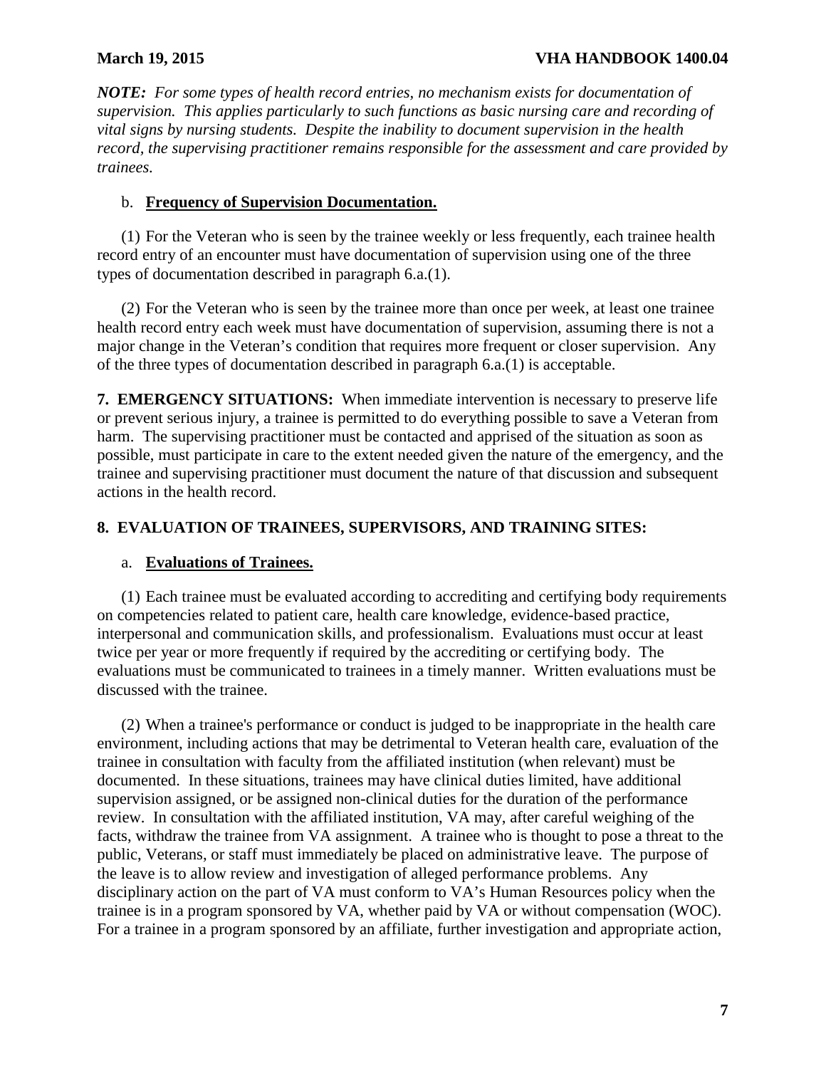*NOTE: For some types of health record entries, no mechanism exists for documentation of supervision. This applies particularly to such functions as basic nursing care and recording of vital signs by nursing students. Despite the inability to document supervision in the health record, the supervising practitioner remains responsible for the assessment and care provided by trainees.*

b. **Frequency of Supervision Documentation.**

(1) For the Veteran who is seen by the trainee weekly or less frequently, each trainee health record entry of an encounter must have documentation of supervision using one of the three types of documentation described in paragraph 6.a.(1).

(2) For the Veteran who is seen by the trainee more than once per week, at least one trainee health record entry each week must have documentation of supervision, assuming there is not a major change in the Veteran's condition that requires more frequent or closer supervision. Any of the three types of documentation described in paragraph 6.a.(1) is acceptable.

**7. EMERGENCY SITUATIONS:** When immediate intervention is necessary to preserve life or prevent serious injury, a trainee is permitted to do everything possible to save a Veteran from harm. The supervising practitioner must be contacted and apprised of the situation as soon as possible, must participate in care to the extent needed given the nature of the emergency, and the trainee and supervising practitioner must document the nature of that discussion and subsequent actions in the health record.

## 8. EVALUATION OF TRAINEES, SUPERVISORS, AND TRAINING SITES:

a. **Evaluations of Trainees.**

(1) Each trainee must be evaluated according to accrediting and certifying body requirements on competencies related to patient care, health care knowledge, evidence-based practice, interpersonal and communication skills, and professionalism. Evaluations must occur at least twice per year or more frequently if required by the accrediting or certifying body. The evaluations must be communicated to trainees in a timely manner. Written evaluations must be discussed with the trainee.

(2) When a trainee's performance or conduct is judged to be inappropriate in the health care environment, including actions that may be detrimental to Veteran health care, evaluation of the trainee in consultation with faculty from the affiliated institution (when relevant) must be documented. In these situations, trainees may have clinical duties limited, have additional supervision assigned, or be assigned non-clinical duties for the duration of the performance review. In consultation with the affiliated institution, VA may, after careful weighing of the facts, withdraw the trainee from VA assignment. A trainee who is thought to pose a threat to the public, Veterans, or staff must immediately be placed on administrative leave. The purpose of the leave is to allow review and investigation of alleged performance problems. Any disciplinary action on the part of VA must conform to VA's Human Resources policy when the trainee is in a program sponsored by VA, whether paid by VA or without compensation (WOC). For a trainee in a program sponsored by an affiliate, further investigation and appropriate action,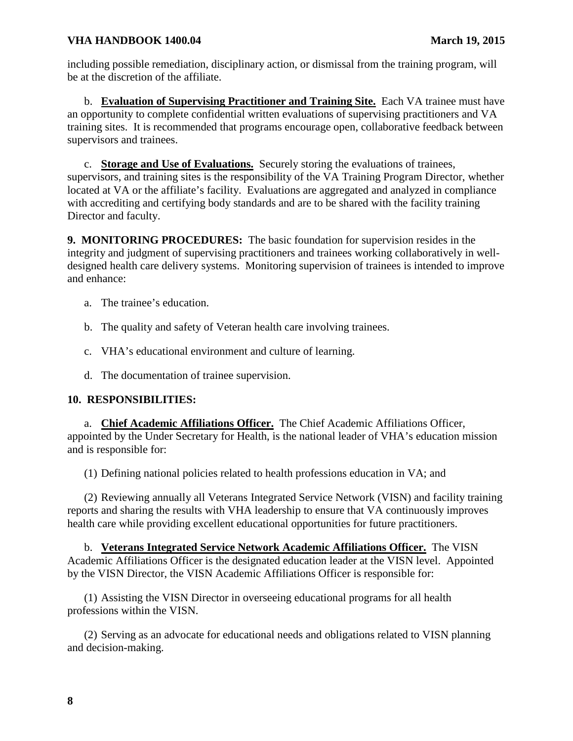including possible remediation, disciplinary action, or dismissal from the training program, will be at the discretion of the affiliate.

b. **Evaluation of Supervising Practitioner and Training Site.** Each VA trainee must have an opportunity to complete confidential written evaluations of supervising practitioners and VA training sites. It is recommended that programs encourage open, collaborative feedback between supervisors and trainees.

c. **Storage and Use of Evaluations.** Securely storing the evaluations of trainees, supervisors, and training sites is the responsibility of the VA Training Program Director, whether located at VA or the affiliate's facility. Evaluations are aggregated and analyzed in compliance with accrediting and certifying body standards and are to be shared with the facility training Director and faculty.

**9. MONITORING PROCEDURES:** The basic foundation for supervision resides in the integrity and judgment of supervising practitioners and trainees working collaboratively in well-designed health care delivery systems. Monitoring supervision of trainees is intended to improve and enhance:

a. The trainee's education.

b. The quality and safety of Veteran health care involving trainees.

c. VHA's educational environment and culture of learning.

d. The documentation of trainee supervision.

**10. RESPONSIBILITIES:**

a. **Chief Academic Affiliations Officer.** The Chief Academic Affiliations Officer, appointed by the Under Secretary for Health, is the national leader of VHA's education mission and is responsible for:

(1) Defining national policies related to health professions education in VA; and

(2) Reviewing annually all Veterans Integrated Service Network (VISN) and facility training reports and sharing the results with VHA leadership to ensure that VA continuously improves health care while providing excellent educational opportunities for future practitioners.

b. **Veterans Integrated Service Network Academic Affiliations Officer.** The VISN Academic Affiliations Officer is the designated education leader at the VISN level. Appointed by the VISN Director, the VISN Academic Affiliations Officer is responsible for:

(1) Assisting the VISN Director in overseeing educational programs for all health professions within the VISN.

(2) Serving as an advocate for educational needs and obligations related to VISN planning and decision-making.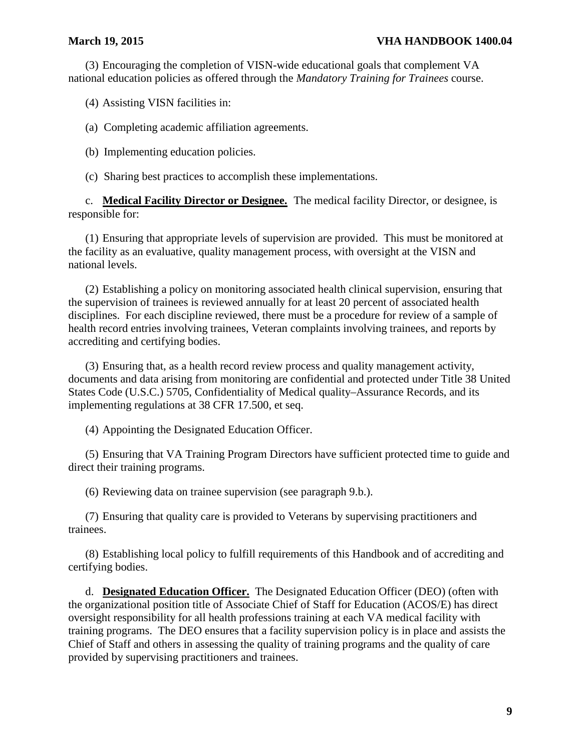(3) Encouraging the completion of VISN-wide educational goals that complement VA national education policies as offered through the *Mandatory Training for Trainees* course.

(4) Assisting VISN facilities in:

(a) Completing academic affiliation agreements.

(b) Implementing education policies.

(c) Sharing best practices to accomplish these implementations.

c. **Medical Facility Director or Designee.** The medical facility Director, or designee, is responsible for:

(1) Ensuring that appropriate levels of supervision are provided. This must be monitored at the facility as an evaluative, quality management process, with oversight at the VISN and national levels.

(2) Establishing a policy on monitoring associated health clinical supervision, ensuring that the supervision of trainees is reviewed annually for at least 20 percent of associated health disciplines. For each discipline reviewed, there must be a procedure for review of a sample of health record entries involving trainees, Veteran complaints involving trainees, and reports by accrediting and certifying bodies.

(3) Ensuring that, as a health record review process and quality management activity, documents and data arising from monitoring are confidential and protected under Title 38 United States Code (U.S.C.) 5705, Confidentiality of Medical quality–Assurance Records, and its implementing regulations at 38 CFR 17.500, et seq.

(4) Appointing the Designated Education Officer.

(5) Ensuring that VA Training Program Directors have sufficient protected time to guide and direct their training programs.

(6) Reviewing data on trainee supervision (see paragraph 9.b.).

(7) Ensuring that quality care is provided to Veterans by supervising practitioners and trainees.

(8) Establishing local policy to fulfill requirements of this Handbook and of accrediting and certifying bodies.

d. **Designated Education Officer.** The Designated Education Officer (DEO) (often with the organizational position title of Associate Chief of Staff for Education (ACOS/E) has direct oversight responsibility for all health professions training at each VA medical facility with training programs. The DEO ensures that a facility supervision policy is in place and assists the Chief of Staff and others in assessing the quality of training programs and the quality of care provided by supervising practitioners and trainees.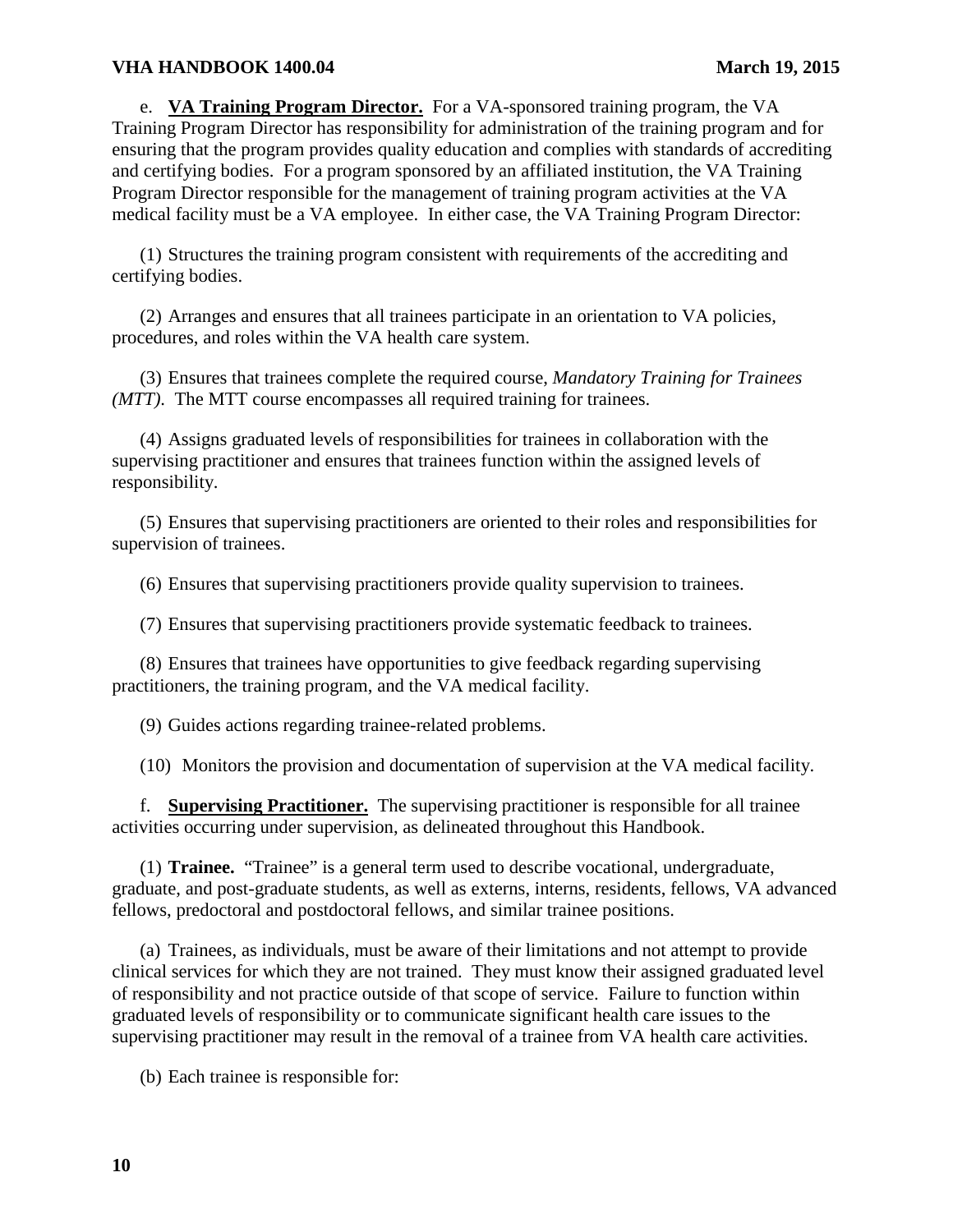e. **VA Training Program Director.** For a VA-sponsored training program, the VA Training Program Director has responsibility for administration of the training program and for ensuring that the program provides quality education and complies with standards of accrediting and certifying bodies. For a program sponsored by an affiliated institution, the VA Training Program Director responsible for the management of training program activities at the VA medical facility must be a VA employee. In either case, the VA Training Program Director:

(1) Structures the training program consistent with requirements of the accrediting and certifying bodies.

(2) Arranges and ensures that all trainees participate in an orientation to VA policies, procedures, and roles within the VA health care system.

(3) Ensures that trainees complete the required course, *Mandatory Training for Trainees (MTT).* The MTT course encompasses all required training for trainees.

(4) Assigns graduated levels of responsibilities for trainees in collaboration with the supervising practitioner and ensures that trainees function within the assigned levels of responsibility.

(5) Ensures that supervising practitioners are oriented to their roles and responsibilities for supervision of trainees.

(6) Ensures that supervising practitioners provide quality supervision to trainees.

(7) Ensures that supervising practitioners provide systematic feedback to trainees.

(8) Ensures that trainees have opportunities to give feedback regarding supervising practitioners, the training program, and the VA medical facility.

(9) Guides actions regarding trainee-related problems.

(10) Monitors the provision and documentation of supervision at the VA medical facility.

f. **Supervising Practitioner.** The supervising practitioner is responsible for all trainee activities occurring under supervision, as delineated throughout this Handbook.

(1) **Trainee.** "Trainee" is a general term used to describe vocational, undergraduate, graduate, and post-graduate students, as well as externs, interns, residents, fellows, VA advanced fellows, predoctoral and postdoctoral fellows, and similar trainee positions.

(a) Trainees, as individuals, must be aware of their limitations and not attempt to provide clinical services for which they are not trained. They must know their assigned graduated level of responsibility and not practice outside of that scope of service. Failure to function within graduated levels of responsibility or to communicate significant health care issues to the supervising practitioner may result in the removal of a trainee from VA health care activities.

(b) Each trainee is responsible for: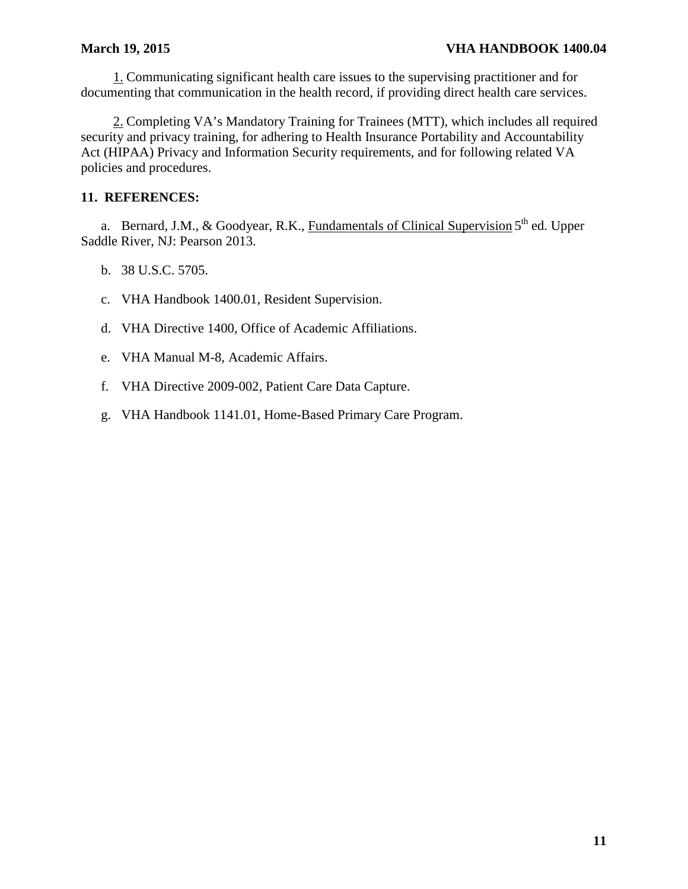1. Communicating significant health care issues to the supervising practitioner and for documenting that communication in the health record, if providing direct health care services.

2. Completing VA's Mandatory Training for Trainees (MTT), which includes all required security and privacy training, for adhering to Health Insurance Portability and Accountability Act (HIPAA) Privacy and Information Security requirements, and for following related VA policies and procedures.

**11. REFERENCES:**

a. Bernard, J.M., & Goodyear, R.K., Fundamentals of Clinical Supervision 5th ed. Upper Saddle River, NJ: Pearson 2013.

b. 38 U.S.C. 5705.

c. VHA Handbook 1400.01, Resident Supervision.

d. VHA Directive 1400, Office of Academic Affiliations.

e. VHA Manual M-8, Academic Affairs.

f. VHA Directive 2009-002, Patient Care Data Capture.

g. VHA Handbook 1141.01, Home-Based Primary Care Program.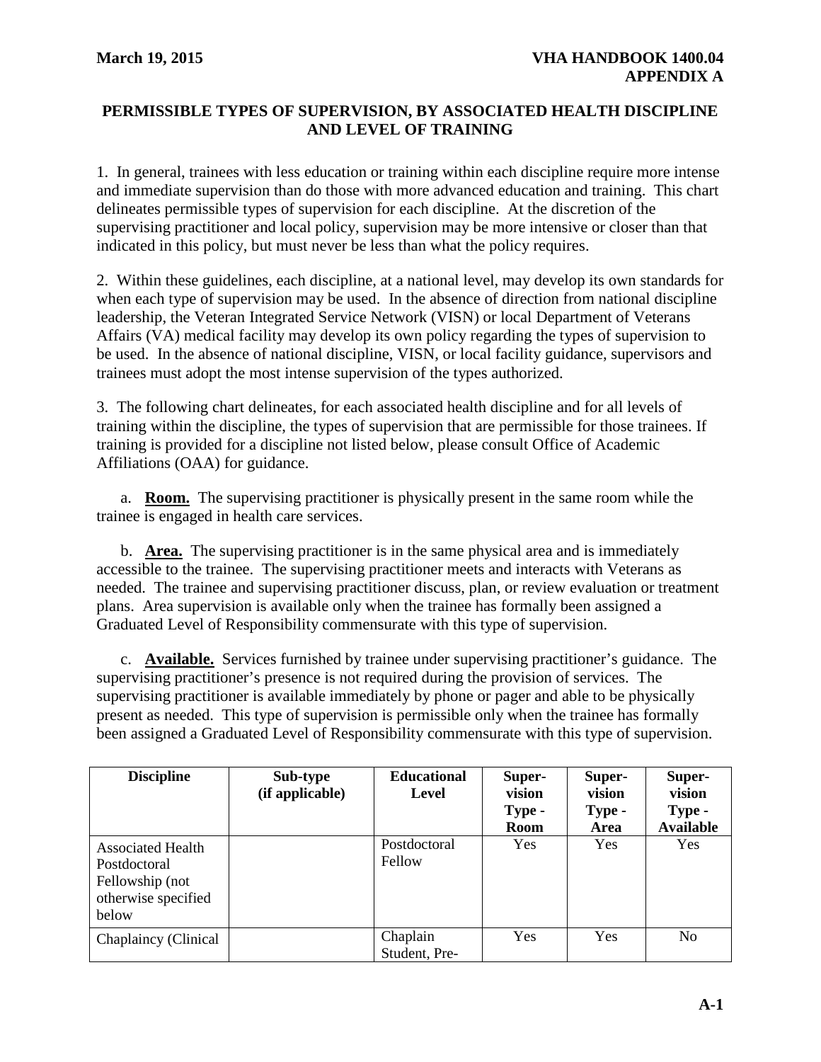## PERMISSIBLE TYPES OF SUPERVISION, BY ASSOCIATED HEALTH DISCIPLINE AND LEVEL OF TRAINING

1. In general, trainees with less education or training within each discipline require more intense and immediate supervision than do those with more advanced education and training. This chart delineates permissible types of supervision for each discipline. At the discretion of the supervising practitioner and local policy, supervision may be more intensive or closer than that indicated in this policy, but must never be less than what the policy requires.

2. Within these guidelines, each discipline, at a national level, may develop its own standards for when each type of supervision may be used. In the absence of direction from national discipline leadership, the Veteran Integrated Service Network (VISN) or local Department of Veterans Affairs (VA) medical facility may develop its own policy regarding the types of supervision to be used. In the absence of national discipline, VISN, or local facility guidance, supervisors and trainees must adopt the most intense supervision of the types authorized.

3. The following chart delineates, for each associated health discipline and for all levels of training within the discipline, the types of supervision that are permissible for those trainees. If training is provided for a discipline not listed below, please consult Office of Academic Affiliations (OAA) for guidance.

   a. **Room.** The supervising practitioner is physically present in the same room while the trainee is engaged in health care services.

   b. **Area.** The supervising practitioner is in the same physical area and is immediately accessible to the trainee. The supervising practitioner meets and interacts with Veterans as needed. The trainee and supervising practitioner discuss, plan, or review evaluation or treatment plans. Area supervision is available only when the trainee has formally been assigned a Graduated Level of Responsibility commensurate with this type of supervision.

   c. **Available.** Services furnished by trainee under supervising practitioner's guidance. The supervising practitioner's presence is not required during the provision of services. The supervising practitioner is available immediately by phone or pager and able to be physically present as needed. This type of supervision is permissible only when the trainee has formally been assigned a Graduated Level of Responsibility commensurate with this type of supervision.

| Discipline | Sub-type (if applicable) | Educational Level | Super-vision Type - Room | Super-vision Type - Area | Super-vision Type - Available |
|---|---|---|---|---|---|
| Associated Health Postdoctoral Fellowship (not otherwise specified below | | Postdoctoral Fellow | Yes | Yes | Yes |
| Chaplaincy (Clinical | | Chaplain Student, Pre- | Yes | Yes | No |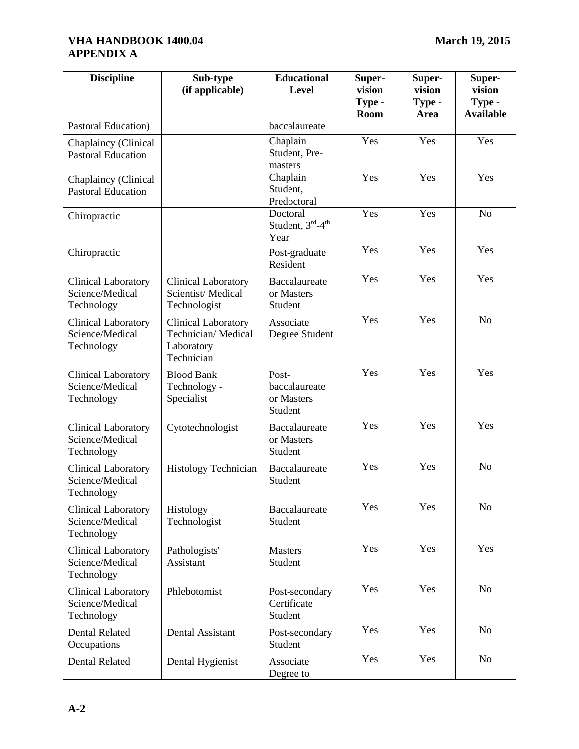| Discipline | Sub-type (if applicable) | Educational Level | Super-vision Type - Room | Super-vision Type - Area | Super-vision Type - Available |
|---|---|---|---|---|---|
| Pastoral Education) | | baccalaureate | | | |
| Chaplaincy (Clinical Pastoral Education | | Chaplain Student, Pre-masters | Yes | Yes | Yes |
| Chaplaincy (Clinical Pastoral Education | | Chaplain Student, Predoctoral | Yes | Yes | Yes |
| Chiropractic | | Doctoral Student, 3rd-4th Year | Yes | Yes | No |
| Chiropractic | | Post-graduate Resident | Yes | Yes | Yes |
| Clinical Laboratory Science/Medical Technology | Clinical Laboratory Scientist/ Medical Technologist | Baccalaureate or Masters Student | Yes | Yes | Yes |
| Clinical Laboratory Science/Medical Technology | Clinical Laboratory Technician/ Medical Laboratory Technician | Associate Degree Student | Yes | Yes | No |
| Clinical Laboratory Science/Medical Technology | Blood Bank Technology - Specialist | Post-baccalaureate or Masters Student | Yes | Yes | Yes |
| Clinical Laboratory Science/Medical Technology | Cytotechnologist | Baccalaureate or Masters Student | Yes | Yes | Yes |
| Clinical Laboratory Science/Medical Technology | Histology Technician | Baccalaureate Student | Yes | Yes | No |
| Clinical Laboratory Science/Medical Technology | Histology Technologist | Baccalaureate Student | Yes | Yes | No |
| Clinical Laboratory Science/Medical Technology | Pathologists' Assistant | Masters Student | Yes | Yes | Yes |
| Clinical Laboratory Science/Medical Technology | Phlebotomist | Post-secondary Certificate Student | Yes | Yes | No |
| Dental Related Occupations | Dental Assistant | Post-secondary Student | Yes | Yes | No |
| Dental Related | Dental Hygienist | Associate Degree to | Yes | Yes | No |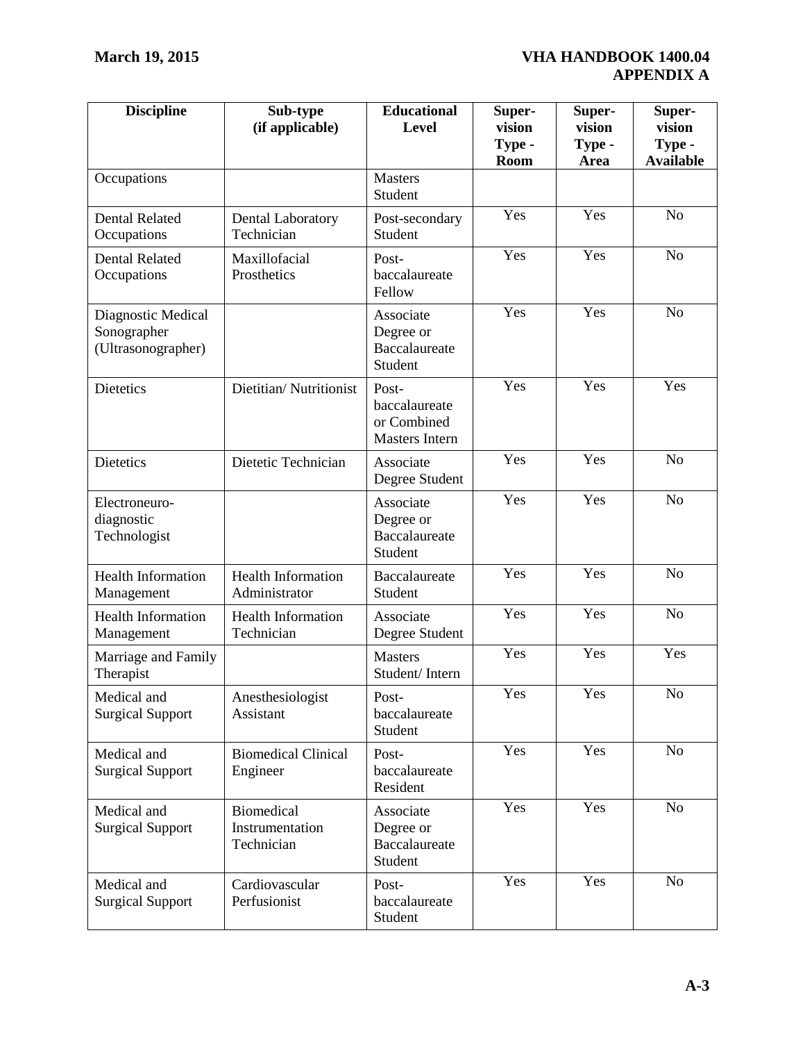| Discipline | Sub-type (if applicable) | Educational Level | Super-vision Type - Room | Super-vision Type - Area | Super-vision Type - Available |
|---|---|---|---|---|---|
| Occupations | | Masters Student | | | |
| Dental Related Occupations | Dental Laboratory Technician | Post-secondary Student | Yes | Yes | No |
| Dental Related Occupations | Maxillofacial Prosthetics | Post-baccalaureate Fellow | Yes | Yes | No |
| Diagnostic Medical Sonographer (Ultrasonographer) | | Associate Degree or Baccalaureate Student | Yes | Yes | No |
| Dietetics | Dietitian/ Nutritionist | Post-baccalaureate or Combined Masters Intern | Yes | Yes | Yes |
| Dietetics | Dietetic Technician | Associate Degree Student | Yes | Yes | No |
| Electroneuro-diagnostic Technologist | | Associate Degree or Baccalaureate Student | Yes | Yes | No |
| Health Information Management | Health Information Administrator | Baccalaureate Student | Yes | Yes | No |
| Health Information Management | Health Information Technician | Associate Degree Student | Yes | Yes | No |
| Marriage and Family Therapist | | Masters Student/ Intern | Yes | Yes | Yes |
| Medical and Surgical Support | Anesthesiologist Assistant | Post-baccalaureate Student | Yes | Yes | No |
| Medical and Surgical Support | Biomedical Clinical Engineer | Post-baccalaureate Resident | Yes | Yes | No |
| Medical and Surgical Support | Biomedical Instrumentation Technician | Associate Degree or Baccalaureate Student | Yes | Yes | No |
| Medical and Surgical Support | Cardiovascular Perfusionist | Post-baccalaureate Student | Yes | Yes | No |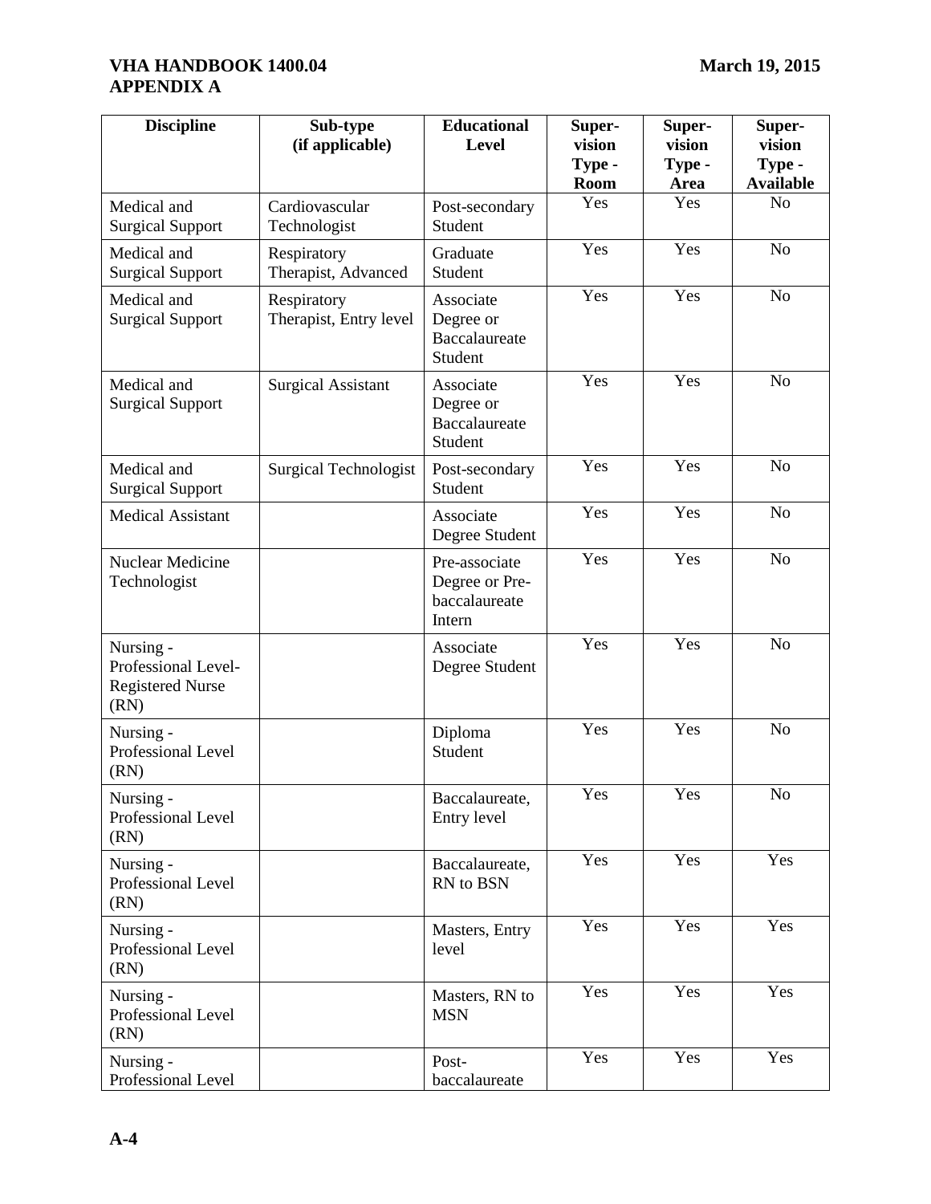| Discipline | Sub-type (if applicable) | Educational Level | Super-vision Type - Room | Super-vision Type - Area | Super-vision Type - Available |
|---|---|---|---|---|---|
| Medical and Surgical Support | Cardiovascular Technologist | Post-secondary Student | Yes | Yes | No |
| Medical and Surgical Support | Respiratory Therapist, Advanced | Graduate Student | Yes | Yes | No |
| Medical and Surgical Support | Respiratory Therapist, Entry level | Associate Degree or Baccalaureate Student | Yes | Yes | No |
| Medical and Surgical Support | Surgical Assistant | Associate Degree or Baccalaureate Student | Yes | Yes | No |
| Medical and Surgical Support | Surgical Technologist | Post-secondary Student | Yes | Yes | No |
| Medical Assistant | | Associate Degree Student | Yes | Yes | No |
| Nuclear Medicine Technologist | | Pre-associate Degree or Pre-baccalaureate Intern | Yes | Yes | No |
| Nursing - Professional Level-Registered Nurse (RN) | | Associate Degree Student | Yes | Yes | No |
| Nursing - Professional Level (RN) | | Diploma Student | Yes | Yes | No |
| Nursing - Professional Level (RN) | | Baccalaureate, Entry level | Yes | Yes | No |
| Nursing - Professional Level (RN) | | Baccalaureate, RN to BSN | Yes | Yes | Yes |
| Nursing - Professional Level (RN) | | Masters, Entry level | Yes | Yes | Yes |
| Nursing - Professional Level (RN) | | Masters, RN to MSN | Yes | Yes | Yes |
| Nursing - Professional Level | | Post-baccalaureate | Yes | Yes | Yes |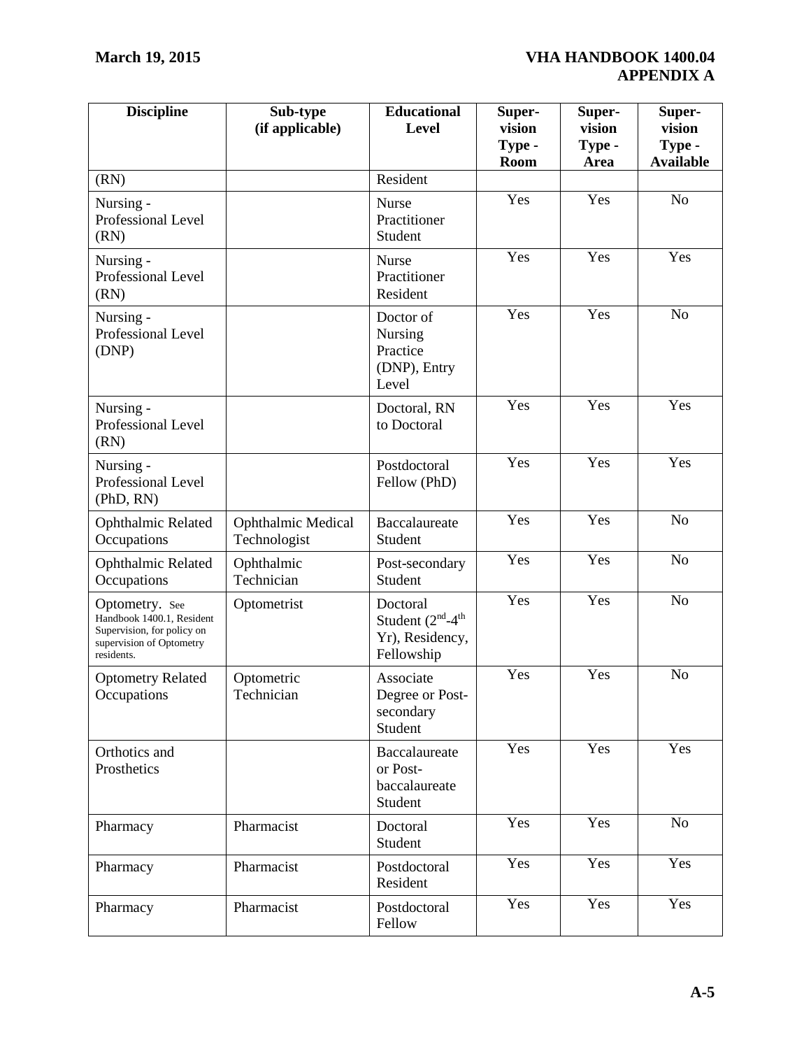| Discipline | Sub-type (if applicable) | Educational Level | Super-vision Type - Room | Super-vision Type - Area | Super-vision Type - Available |
|---|---|---|---|---|---|
| (RN) | | Resident | | | |
| Nursing - Professional Level (RN) | | Nurse Practitioner Student | Yes | Yes | No |
| Nursing - Professional Level (RN) | | Nurse Practitioner Resident | Yes | Yes | Yes |
| Nursing - Professional Level (DNP) | | Doctor of Nursing Practice (DNP), Entry Level | Yes | Yes | No |
| Nursing - Professional Level (RN) | | Doctoral, RN to Doctoral | Yes | Yes | Yes |
| Nursing - Professional Level (PhD, RN) | | Postdoctoral Fellow (PhD) | Yes | Yes | Yes |
| Ophthalmic Related Occupations | Ophthalmic Medical Technologist | Baccalaureate Student | Yes | Yes | No |
| Ophthalmic Related Occupations | Ophthalmic Technician | Post-secondary Student | Yes | Yes | No |
| Optometry. See Handbook 1400.1, Resident Supervision, for policy on supervision of Optometry residents. | Optometrist | Doctoral Student ($2^{nd}$-$4^{th}$ Yr), Residency, Fellowship | Yes | Yes | No |
| Optometry Related Occupations | Optometric Technician | Associate Degree or Post-secondary Student | Yes | Yes | No |
| Orthotics and Prosthetics | | Baccalaureate or Post-baccalaureate Student | Yes | Yes | Yes |
| Pharmacy | Pharmacist | Doctoral Student | Yes | Yes | No |
| Pharmacy | Pharmacist | Postdoctoral Resident | Yes | Yes | Yes |
| Pharmacy | Pharmacist | Postdoctoral Fellow | Yes | Yes | Yes |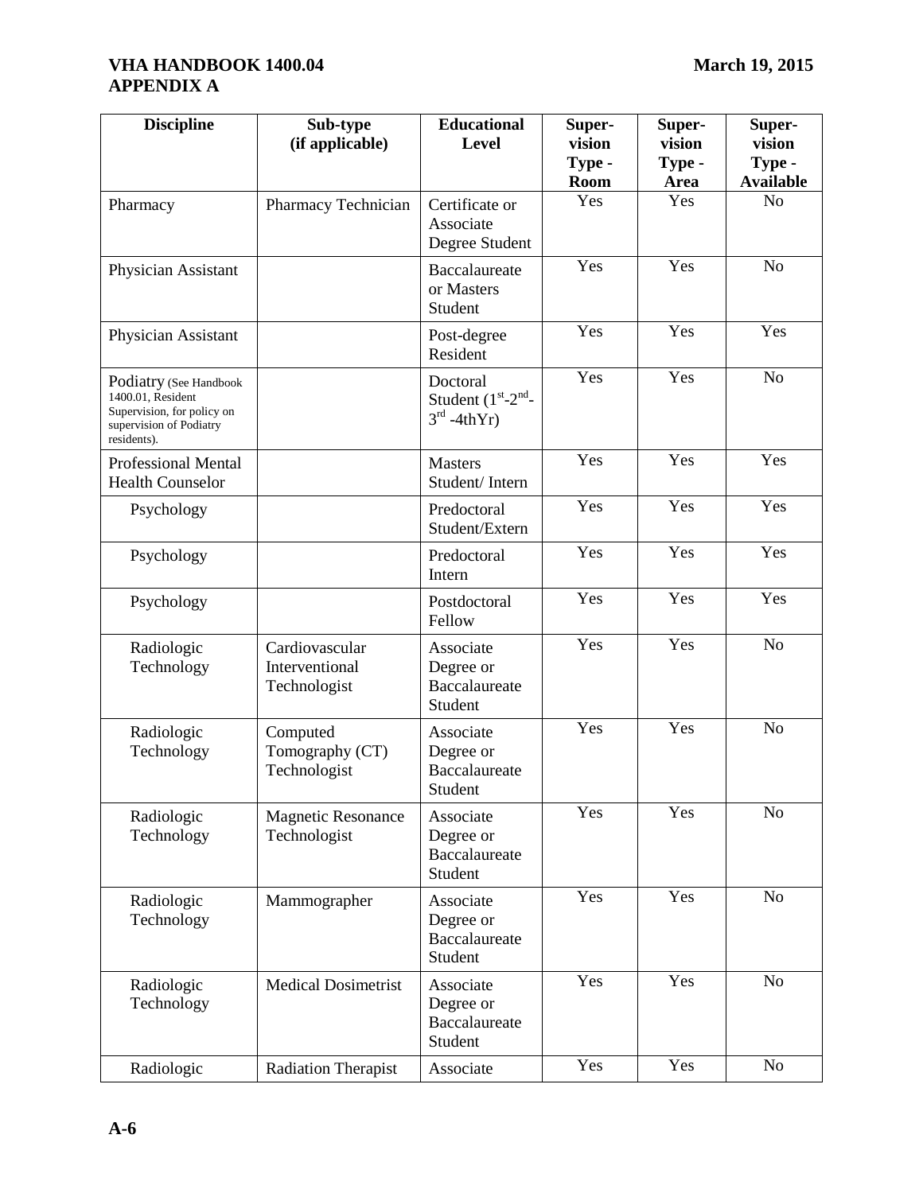| Discipline | Sub-type (if applicable) | Educational Level | Super-vision Type - Room | Super-vision Type - Area | Super-vision Type - Available |
|---|---|---|---|---|---|
| Pharmacy | Pharmacy Technician | Certificate or Associate Degree Student | Yes | Yes | No |
| Physician Assistant | | Baccalaureate or Masters Student | Yes | Yes | No |
| Physician Assistant | | Post-degree Resident | Yes | Yes | Yes |
| Podiatry (See Handbook 1400.01, Resident Supervision, for policy on supervision of Podiatry residents). | | Doctoral Student (1st-2nd-3rd -4thYr) | Yes | Yes | No |
| Professional Mental Health Counselor | | Masters Student/ Intern | Yes | Yes | Yes |
| Psychology | | Predoctoral Student/Extern | Yes | Yes | Yes |
| Psychology | | Predoctoral Intern | Yes | Yes | Yes |
| Psychology | | Postdoctoral Fellow | Yes | Yes | Yes |
| Radiologic Technology | Cardiovascular Interventional Technologist | Associate Degree or Baccalaureate Student | Yes | Yes | No |
| Radiologic Technology | Computed Tomography (CT) Technologist | Associate Degree or Baccalaureate Student | Yes | Yes | No |
| Radiologic Technology | Magnetic Resonance Technologist | Associate Degree or Baccalaureate Student | Yes | Yes | No |
| Radiologic Technology | Mammographer | Associate Degree or Baccalaureate Student | Yes | Yes | No |
| Radiologic Technology | Medical Dosimetrist | Associate Degree or Baccalaureate Student | Yes | Yes | No |
| Radiologic | Radiation Therapist | Associate | Yes | Yes | No |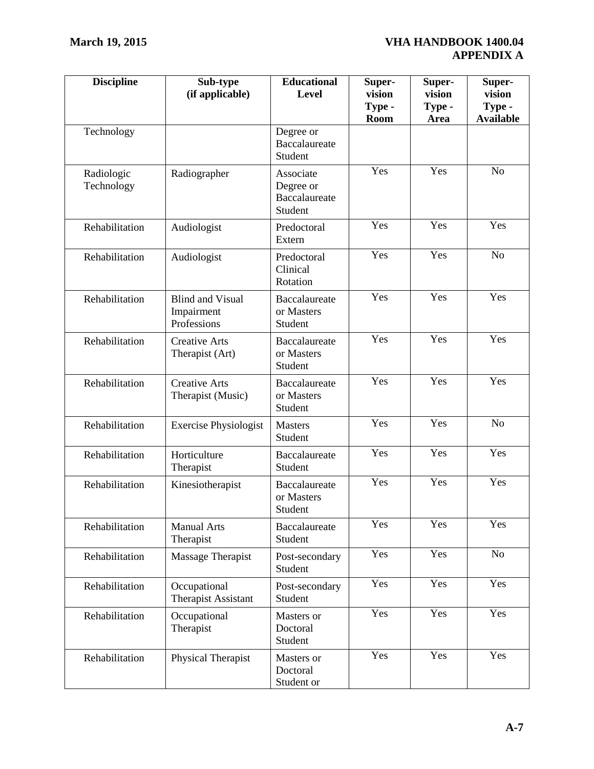| Discipline | Sub-type (if applicable) | Educational Level | Super-vision Type - Room | Super-vision Type - Area | Super-vision Type - Available |
|---|---|---|---|---|---|
| Technology | | Degree or Baccalaureate Student | | | |
| Radiologic Technology | Radiographer | Associate Degree or Baccalaureate Student | Yes | Yes | No |
| Rehabilitation | Audiologist | Predoctoral Extern | Yes | Yes | Yes |
| Rehabilitation | Audiologist | Predoctoral Clinical Rotation | Yes | Yes | No |
| Rehabilitation | Blind and Visual Impairment Professions | Baccalaureate or Masters Student | Yes | Yes | Yes |
| Rehabilitation | Creative Arts Therapist (Art) | Baccalaureate or Masters Student | Yes | Yes | Yes |
| Rehabilitation | Creative Arts Therapist (Music) | Baccalaureate or Masters Student | Yes | Yes | Yes |
| Rehabilitation | Exercise Physiologist | Masters Student | Yes | Yes | No |
| Rehabilitation | Horticulture Therapist | Baccalaureate Student | Yes | Yes | Yes |
| Rehabilitation | Kinesiotherapist | Baccalaureate or Masters Student | Yes | Yes | Yes |
| Rehabilitation | Manual Arts Therapist | Baccalaureate Student | Yes | Yes | Yes |
| Rehabilitation | Massage Therapist | Post-secondary Student | Yes | Yes | No |
| Rehabilitation | Occupational Therapist Assistant | Post-secondary Student | Yes | Yes | Yes |
| Rehabilitation | Occupational Therapist | Masters or Doctoral Student | Yes | Yes | Yes |
| Rehabilitation | Physical Therapist | Masters or Doctoral Student or | Yes | Yes | Yes |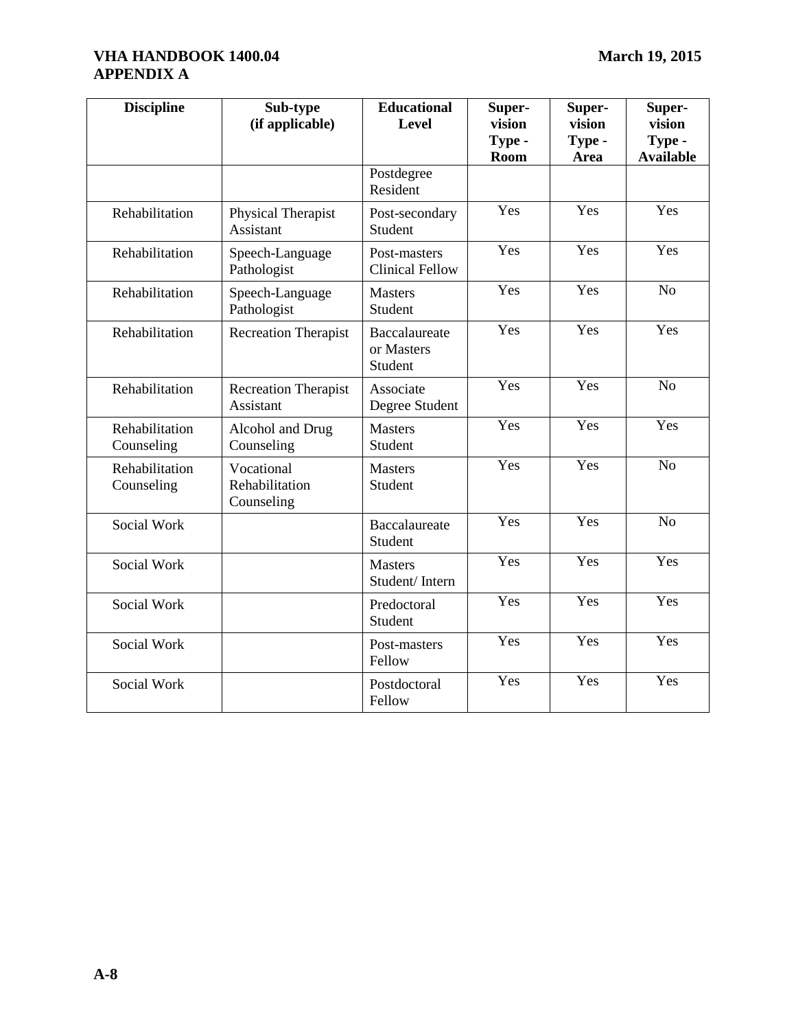| Discipline | Sub-type (if applicable) | Educational Level | Super-vision Type - Room | Super-vision Type - Area | Super-vision Type - Available |
|---|---|---|---|---|---|
| | | Postdegree Resident | | | |
| Rehabilitation | Physical Therapist Assistant | Post-secondary Student | Yes | Yes | Yes |
| Rehabilitation | Speech-Language Pathologist | Post-masters Clinical Fellow | Yes | Yes | Yes |
| Rehabilitation | Speech-Language Pathologist | Masters Student | Yes | Yes | No |
| Rehabilitation | Recreation Therapist | Baccalaureate or Masters Student | Yes | Yes | Yes |
| Rehabilitation | Recreation Therapist Assistant | Associate Degree Student | Yes | Yes | No |
| Rehabilitation Counseling | Alcohol and Drug Counseling | Masters Student | Yes | Yes | Yes |
| Rehabilitation Counseling | Vocational Rehabilitation Counseling | Masters Student | Yes | Yes | No |
| Social Work | | Baccalaureate Student | Yes | Yes | No |
| Social Work | | Masters Student/ Intern | Yes | Yes | Yes |
| Social Work | | Predoctoral Student | Yes | Yes | Yes |
| Social Work | | Post-masters Fellow | Yes | Yes | Yes |
| Social Work | | Postdoctoral Fellow | Yes | Yes | Yes |